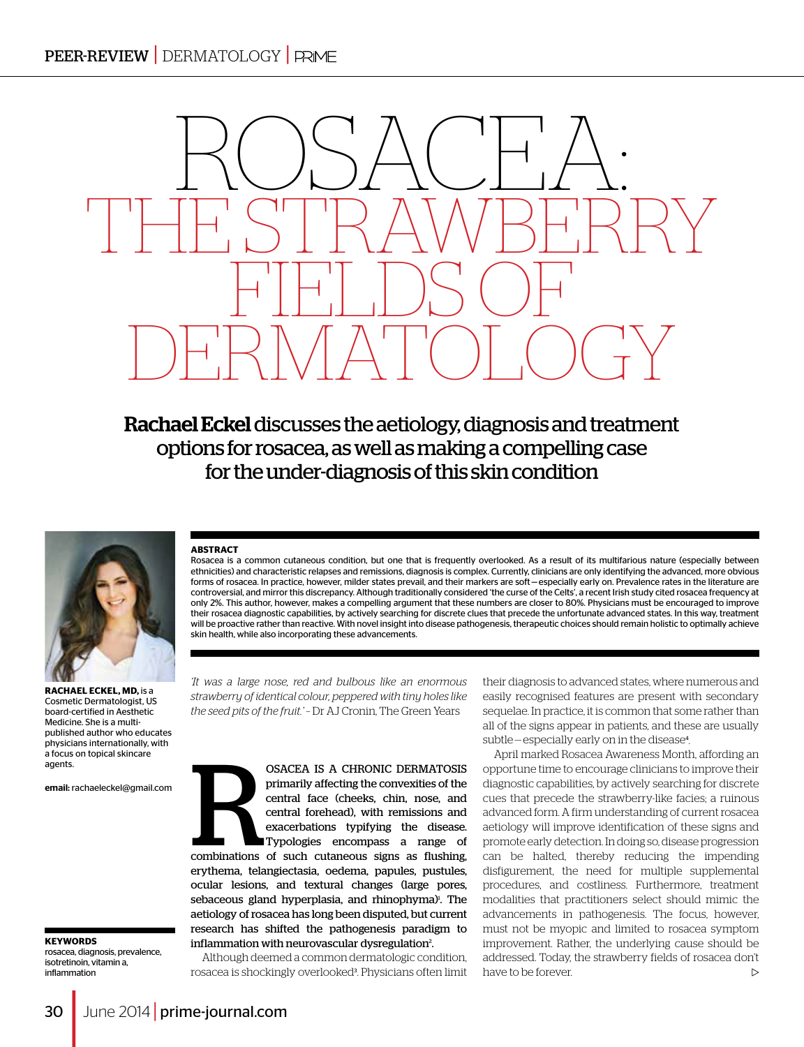# ROSACEA: THE STRAWBERRY FIELDS OF DERMATOLOGY

**Rachael Eckel** discusses the aetiology, diagnosis and treatment options for rosacea, as well as making a compelling case for the under-diagnosis of this skin condition

**RACHAEL ECKEL, MD,** is a Cosmetic Dermatologist, US board-certified in Aesthetic Medicine. She is a multi-published author who educates physicians internationally, with a focus on topical skincare agents.

**email:** rachaeleckel@gmail.com

**ABSTRACT**

Rosacea is a common cutaneous condition, but one that is frequently overlooked. As a result of its multifarious nature (especially between ethnicities) and characteristic relapses and remissions, diagnosis is complex. Currently, clinicians are only identifying the advanced, more obvious forms of rosacea. In practice, however, milder states prevail, and their markers are soft—especially early on. Prevalence rates in the literature are controversial, and mirror this discrepancy. Although traditionally considered 'the curse of the Celts', a recent Irish study cited rosacea frequency at only 2%. This author, however, makes a compelling argument that these numbers are closer to 80%. Physicians must be encouraged to improve their rosacea diagnostic capabilities, by actively searching for discrete clues that precede the unfortunate advanced states. In this way, treatment will be proactive rather than reactive. With novel insight into disease pathogenesis, therapeutic choices should remain holistic to optimally achieve skin health, while also incorporating these advancements.

**KEYWORDS**

rosacea, diagnosis, prevalence, isotretinoin, vitamin a, inflammation

*'It was a large nose, red and bulbous like an enormous strawberry of identical colour, peppered with tiny holes like the seed pits of the fruit.'* – Dr AJ Cronin, The Green Years

**ROSACEA IS A CHRONIC DERMATOSIS primarily affecting the convexities of the central face (cheeks, chin, nose, and central forehead), with remissions and exacerbations typifying the disease. Typologies encompass a range of combinations of such cutaneous signs as flushing, erythema, telangiectasia, oedema, papules, pustules, ocular lesions, and textural changes (large pores, sebaceous gland hyperplasia, and rhinophyma)[1]. The aetiology of rosacea has long been disputed, but current research has shifted the pathogenesis paradigm to inflammation with neurovascular dysregulation[2].**

Although deemed a common dermatologic condition, rosacea is shockingly overlooked[3]. Physicians often limit their diagnosis to advanced states, where numerous and easily recognised features are present with secondary sequelae. In practice, it is common that some rather than all of the signs appear in patients, and these are usually subtle—especially early on in the disease[4].

April marked Rosacea Awareness Month, affording an opportune time to encourage clinicians to improve their diagnostic capabilities, by actively searching for discrete cues that precede the strawberry-like facies; a ruinous advanced form. A firm understanding of current rosacea aetiology will improve identification of these signs and promote early detection. In doing so, disease progression can be halted, thereby reducing the impending disfigurement, the need for multiple supplemental procedures, and costliness. Furthermore, treatment modalities that practitioners select should mimic the advancements in pathogenesis. The focus, however, must not be myopic and limited to rosacea symptom improvement. Rather, the underlying cause should be addressed. Today, the strawberry fields of rosacea don't have to be forever.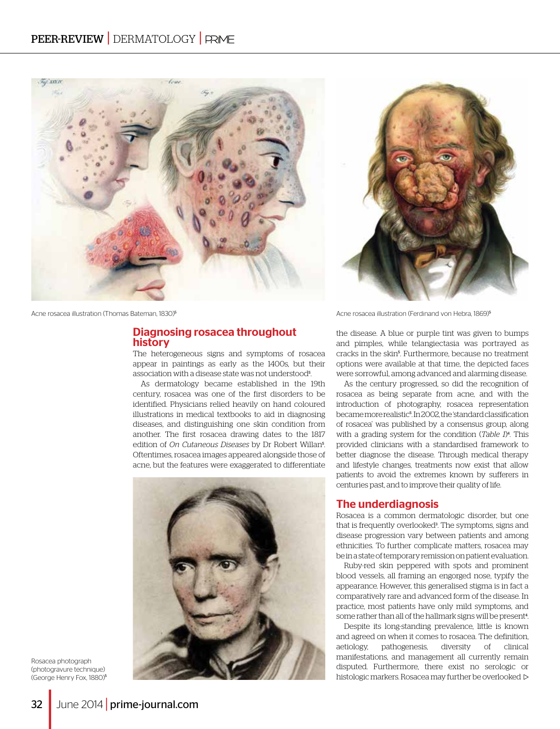Acne rosacea illustration (Thomas Bateman, 1830)[5]

Acne rosacea illustration (Ferdinand von Hebra, 1869)[5]

## Diagnosing rosacea throughout history

The heterogeneous signs and symptoms of rosacea appear in paintings as early as the 1400s, but their association with a disease state was not understood[5].

As dermatology became established in the 19th century, rosacea was one of the first disorders to be identified. Physicians relied heavily on hand coloured illustrations in medical textbooks to aid in diagnosing diseases, and distinguishing one skin condition from another. The first rosacea drawing dates to the 1817 edition of *On Cutaneous Diseases* by Dr Robert Willan[5]. Oftentimes, rosacea images appeared alongside those of acne, but the features were exaggerated to differentiate the disease. A blue or purple tint was given to bumps and pimples, while telangiectasia was portrayed as cracks in the skin[5]. Furthermore, because no treatment options were available at that time, the depicted faces were sorrowful, among advanced and alarming disease.

Rosacea photograph (photogravure technique) (George Henry Fox, 1880)[5]

As the century progressed, so did the recognition of rosacea as being separate from acne, and with the introduction of photography, rosacea representation became more realistic[5]. In 2002, the 'standard classification of rosacea' was published by a consensus group, along with a grading system for the condition (*Table 1*)[4]. This provided clinicians with a standardised framework to better diagnose the disease. Through medical therapy and lifestyle changes, treatments now exist that allow patients to avoid the extremes known by sufferers in centuries past, and to improve their quality of life.

## The underdiagnosis

Rosacea is a common dermatologic disorder, but one that is frequently overlooked[3]. The symptoms, signs and disease progression vary between patients and among ethnicities. To further complicate matters, rosacea may be in a state of temporary remission on patient evaluation.

Ruby-red skin peppered with spots and prominent blood vessels, all framing an engorged nose, typify the appearance. However, this generalised stigma is in fact a comparatively rare and advanced form of the disease. In practice, most patients have only mild symptoms, and some rather than all of the hallmark signs will be present[4].

Despite its long-standing prevalence, little is known and agreed on when it comes to rosacea. The definition, aetiology, pathogenesis, diversity of clinical manifestations, and management all currently remain disputed. Furthermore, there exist no serologic or histologic markers. Rosacea may further be overlooked ▷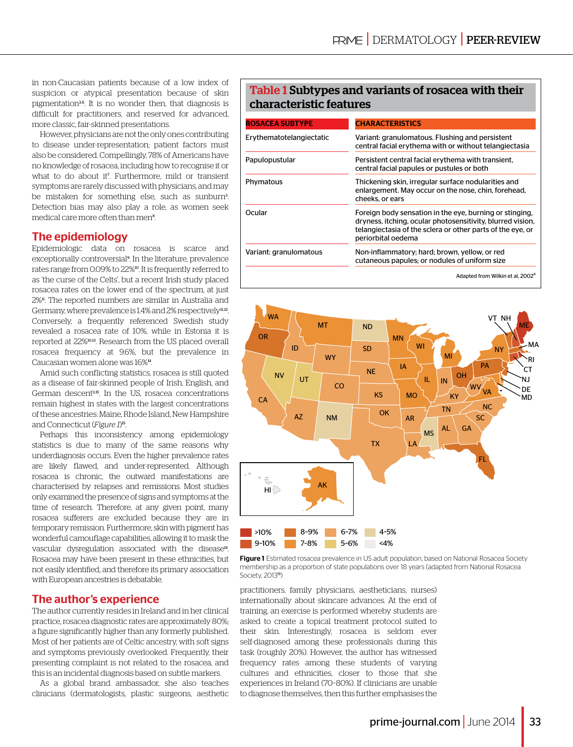in non-Caucasian patients because of a low index of suspicion or atypical presentation because of skin pigmentation[3,6]. It is no wonder then, that diagnosis is difficult for practitioners, and reserved for advanced, more classic, fair-skinned presentations.

However, physicians are not the only ones contributing to disease under-representation; patient factors must also be considered. Compellingly, 78% of Americans have no knowledge of rosacea, including how to recognise it or what to do about it[7]. Furthermore, mild or transient symptoms are rarely discussed with physicians, and may be mistaken for something else, such as sunburn[3]. Detection bias may also play a role, as women seek medical care more often than men[8].

## The epidemiology

Epidemiologic data on rosacea is scarce and exceptionally controversial[9]. In the literature, prevalence rates range from 0.09% to 22%[10]. It is frequently referred to as 'the curse of the Celts', but a recent Irish study placed rosacea rates on the lower end of the spectrum, at just 2%[11]. The reported numbers are similar in Australia and Germany, where prevalence is 1.4% and 2% respectively[11,12]. Conversely, a frequently referenced Swedish study revealed a rosacea rate of 10%, while in Estonia it is reported at 22%[10,13]. Research from the US placed overall rosacea frequency at 9.6%, but the prevalence in Caucasian women alone was 16%[14].

Amid such conflicting statistics, rosacea is still quoted as a disease of fair-skinned people of Irish, English, and German descent[3,15]. In the US, rosacea concentrations remain highest in states with the largest concentrations of these ancestries: Maine, Rhode Island, New Hampshire and Connecticut (*Figure 1*)[15].

Perhaps this inconsistency among epidemiology statistics is due to many of the same reasons why underdiagnosis occurs. Even the higher prevalence rates are likely flawed, and under-represented. Although rosacea is chronic, the outward manifestations are characterised by relapses and remissions. Most studies only examined the presence of signs and symptoms at the time of research. Therefore, at any given point, many rosacea sufferers are excluded because they are in temporary remission. Furthermore, skin with pigment has wonderful camouflage capabilities, allowing it to mask the vascular dysregulation associated with the disease[14]. Rosacea may have been present in these ethnicities, but not easily identified, and therefore its primary association with European ancestries is debatable.

## The author's experience

The author currently resides in Ireland and in her clinical practice, rosacea diagnostic rates are approximately 80%; a figure significantly higher than any formerly published. Most of her patients are of Celtic ancestry, with soft signs and symptoms previously overlooked. Frequently, their presenting complaint is not related to the rosacea, and this is an incidental diagnosis based on subtle markers.

As a global brand ambassador, she also teaches clinicians (dermatologists, plastic surgeons, aesthetic practitioners, family physicians, aestheticians, nurses) internationally about skincare advances. At the end of training, an exercise is performed whereby students are asked to create a topical treatment protocol suited to their skin. Interestingly, rosacea is seldom ever self-diagnosed among these professionals during this task (roughly 20%). However, the author has witnessed frequency rates among these students of varying cultures and ethnicities, closer to those that she experiences in Ireland (70–80%). If clinicians are unable to diagnose themselves, then this further emphasises the

**Table 1** Subtypes and variants of rosacea with their characteristic features

| ROSACEA SUBTYPE | CHARACTERISTICS |
|---|---|
| Erythematotelangiectatic | Variant: granulomatous. Flushing and persistent central facial erythema with or without telangiectasia |
| Papulopustular | Persistent central facial erythema with transient, central facial papules or pustules or both |
| Phymatous | Thickening skin, irregular surface nodularities and enlargement. May occur on the nose, chin, forehead, cheeks, or ears |
| Ocular | Foreign body sensation in the eye, burning or stinging, dryness, itching, ocular photosensitivity, blurred vision, telangiectasia of the sclera or other parts of the eye, or periorbital oedema |
| Variant: granulomatous | Non-inflammatory; hard; brown, yellow, or red cutaneous papules; or nodules of uniform size |

Adapted from Wilkin et al, 2002[4]

**Figure 1** Estimated rosacea prevalence in US adult population, based on National Rosacea Society membership as a proportion of state populations over 18 years (adapted from National Rosacea Society, 2013[15])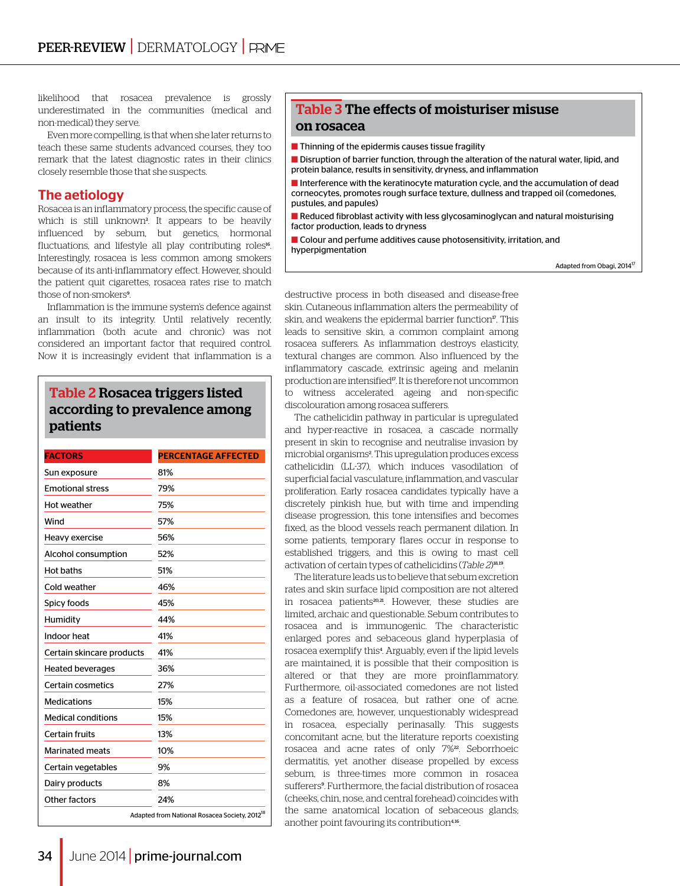likelihood that rosacea prevalence is grossly underestimated in the communities (medical and non-medical) they serve.

Even more compelling, is that when she later returns to teach these same students advanced courses, they too remark that the latest diagnostic rates in their clinics closely resemble those that she suspects.

## The aetiology

Rosacea is an inflammatory process, the specific cause of which is still unknown[3]. It appears to be heavily influenced by sebum, but genetics, hormonal fluctuations, and lifestyle all play contributing roles[16]. Interestingly, rosacea is less common among smokers because of its anti-inflammatory effect. However, should the patient quit cigarettes, rosacea rates rise to match those of non-smokers[9].

Inflammation is the immune system's defence against an insult to its integrity. Until relatively recently, inflammation (both acute and chronic) was not considered an important factor that required control. Now it is increasingly evident that inflammation is a destructive process in both diseased and disease-free skin. Cutaneous inflammation alters the permeability of skin, and weakens the epidermal barrier function[17]. This leads to sensitive skin, a common complaint among rosacea sufferers. As inflammation destroys elasticity, textural changes are common. Also influenced by the inflammatory cascade, extrinsic ageing and melanin production are intensified[17]. It is therefore not uncommon to witness accelerated ageing and non-specific discolouration among rosacea sufferers.

The cathelicidin pathway in particular is upregulated and hyper-reactive in rosacea, a cascade normally present in skin to recognise and neutralise invasion by microbial organisms[2]. This upregulation produces excess cathelicidin (LL-37), which induces vasodilation of superficial facial vasculature, inflammation, and vascular proliferation. Early rosacea candidates typically have a discretely pinkish hue, but with time and impending disease progression, this tone intensifies and becomes fixed, as the blood vessels reach permanent dilation. In some patients, temporary flares occur in response to established triggers, and this is owing to mast cell activation of certain types of cathelicidins (*Table 2*)[18,19].

The literature leads us to believe that sebum excretion rates and skin surface lipid composition are not altered in rosacea patients[20,21]. However, these studies are limited, archaic and questionable. Sebum contributes to rosacea and is immunogenic. The characteristic enlarged pores and sebaceous gland hyperplasia of rosacea exemplify this[4]. Arguably, even if the lipid levels are maintained, it is possible that their composition is altered or that they are more proinflammatory. Furthermore, oil-associated comedones are not listed as a feature of rosacea, but rather one of acne. Comedones are, however, unquestionably widespread in rosacea, especially perinasally. This suggests concomitant acne, but the literature reports coexisting rosacea and acne rates of only 7%[22]. Seborrhoeic dermatitis, yet another disease propelled by excess sebum, is three-times more common in rosacea sufferers[9]. Furthermore, the facial distribution of rosacea (cheeks, chin, nose, and central forehead) coincides with the same anatomical location of sebaceous glands; another point favouring its contribution[4,16].

### Table 2 Rosacea triggers listed according to prevalence among patients

| FACTORS | PERCENTAGE AFFECTED |
|---|---|
| Sun exposure | 81% |
| Emotional stress | 79% |
| Hot weather | 75% |
| Wind | 57% |
| Heavy exercise | 56% |
| Alcohol consumption | 52% |
| Hot baths | 51% |
| Cold weather | 46% |
| Spicy foods | 45% |
| Humidity | 44% |
| Indoor heat | 41% |
| Certain skincare products | 41% |
| Heated beverages | 36% |
| Certain cosmetics | 27% |
| Medications | 15% |
| Medical conditions | 15% |
| Certain fruits | 13% |
| Marinated meats | 10% |
| Certain vegetables | 9% |
| Dairy products | 8% |
| Other factors | 24% |

Adapted from National Rosacea Society, 2012[18]

### Table 3 The effects of moisturiser misuse on rosacea

- Thinning of the epidermis causes tissue fragility
- Disruption of barrier function, through the alteration of the natural water, lipid, and protein balance, results in sensitivity, dryness, and inflammation
- Interference with the keratinocyte maturation cycle, and the accumulation of dead corneocytes, promotes rough surface texture, dullness and trapped oil (comedones, pustules, and papules)
- Reduced fibroblast activity with less glycosaminoglycan and natural moisturising factor production, leads to dryness
- Colour and perfume additives cause photosensitivity, irritation, and hyperpigmentation

Adapted from Obagi, 2014[17]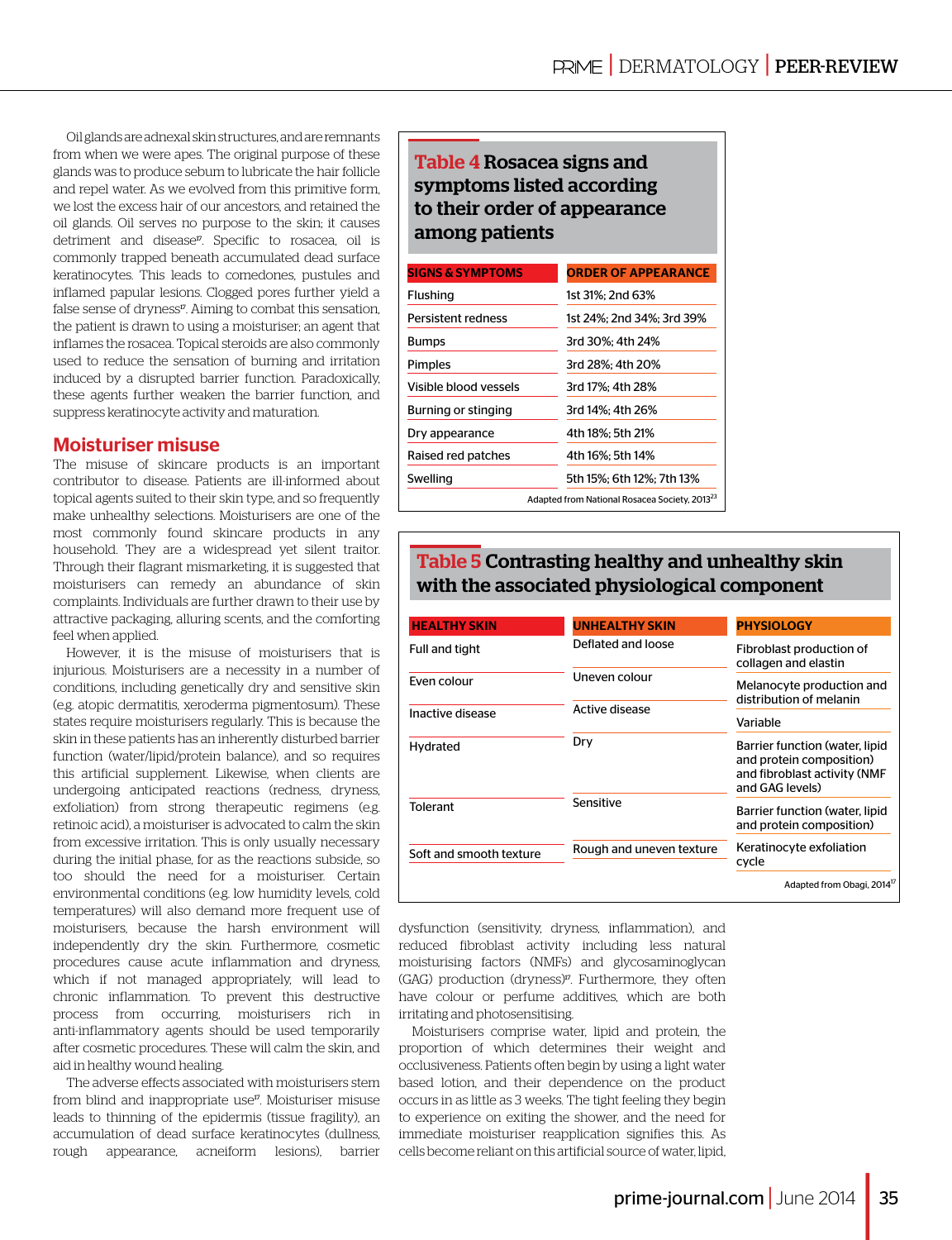Oil glands are adnexal skin structures, and are remnants from when we were apes. The original purpose of these glands was to produce sebum to lubricate the hair follicle and repel water. As we evolved from this primitive form, we lost the excess hair of our ancestors, and retained the oil glands. Oil serves no purpose to the skin; it causes detriment and disease[17]. Specific to rosacea, oil is commonly trapped beneath accumulated dead surface keratinocytes. This leads to comedones, pustules and inflamed papular lesions. Clogged pores further yield a false sense of dryness[17]. Aiming to combat this sensation, the patient is drawn to using a moisturiser; an agent that inflames the rosacea. Topical steroids are also commonly used to reduce the sensation of burning and irritation induced by a disrupted barrier function. Paradoxically, these agents further weaken the barrier function, and suppress keratinocyte activity and maturation.

## Moisturiser misuse

The misuse of skincare products is an important contributor to disease. Patients are ill-informed about topical agents suited to their skin type, and so frequently make unhealthy selections. Moisturisers are one of the most commonly found skincare products in any household. They are a widespread yet silent traitor. Through their flagrant mismarketing, it is suggested that moisturisers can remedy an abundance of skin complaints. Individuals are further drawn to their use by attractive packaging, alluring scents, and the comforting feel when applied.

However, it is the misuse of moisturisers that is injurious. Moisturisers are a necessity in a number of conditions, including genetically dry and sensitive skin (e.g. atopic dermatitis, xeroderma pigmentosum). These states require moisturisers regularly. This is because the skin in these patients has an inherently disturbed barrier function (water/lipid/protein balance), and so requires this artificial supplement. Likewise, when clients are undergoing anticipated reactions (redness, dryness, exfoliation) from strong therapeutic regimens (e.g. retinoic acid), a moisturiser is advocated to calm the skin from excessive irritation. This is only usually necessary during the initial phase, for as the reactions subside, so too should the need for a moisturiser. Certain environmental conditions (e.g. low humidity levels, cold temperatures) will also demand more frequent use of moisturisers, because the harsh environment will independently dry the skin. Furthermore, cosmetic procedures cause acute inflammation and dryness, which if not managed appropriately, will lead to chronic inflammation. To prevent this destructive process from occurring, moisturisers rich in anti-inflammatory agents should be used temporarily after cosmetic procedures. These will calm the skin, and aid in healthy wound healing.

The adverse effects associated with moisturisers stem from blind and inappropriate use[17]. Moisturiser misuse leads to thinning of the epidermis (tissue fragility), an accumulation of dead surface keratinocytes (dullness, rough appearance, acneiform lesions), barrier dysfunction (sensitivity, dryness, inflammation), and reduced fibroblast activity including less natural moisturising factors (NMFs) and glycosaminoglycan (GAG) production (dryness)[17]. Furthermore, they often have colour or perfume additives, which are both irritating and photosensitising.

Moisturisers comprise water, lipid and protein, the proportion of which determines their weight and occlusiveness. Patients often begin by using a light water based lotion, and their dependence on the product occurs in as little as 3 weeks. The tight feeling they begin to experience on exiting the shower, and the need for immediate moisturiser reapplication signifies this. As cells become reliant on this artificial source of water, lipid,

**Table 4** Rosacea signs and symptoms listed according to their order of appearance among patients

| SIGNS & SYMPTOMS | ORDER OF APPEARANCE |
|---|---|
| Flushing | 1st 31%; 2nd 63% |
| Persistent redness | 1st 24%; 2nd 34%; 3rd 39% |
| Bumps | 3rd 30%; 4th 24% |
| Pimples | 3rd 28%; 4th 20% |
| Visible blood vessels | 3rd 17%; 4th 28% |
| Burning or stinging | 3rd 14%; 4th 26% |
| Dry appearance | 4th 18%; 5th 21% |
| Raised red patches | 4th 16%; 5th 14% |
| Swelling | 5th 15%; 6th 12%; 7th 13% |

Adapted from National Rosacea Society, 2013[23]

**Table 5** Contrasting healthy and unhealthy skin with the associated physiological component

| HEALTHY SKIN | UNHEALTHY SKIN | PHYSIOLOGY |
|---|---|---|
| Full and tight | Deflated and loose | Fibroblast production of collagen and elastin |
| Even colour | Uneven colour | Melanocyte production and distribution of melanin |
| Inactive disease | Active disease | Variable |
| Hydrated | Dry | Barrier function (water, lipid and protein composition) and fibroblast activity (NMF and GAG levels) |
| Tolerant | Sensitive | Barrier function (water, lipid and protein composition) |
| Soft and smooth texture | Rough and uneven texture | Keratinocyte exfoliation cycle |

Adapted from Obagi, 2014[17]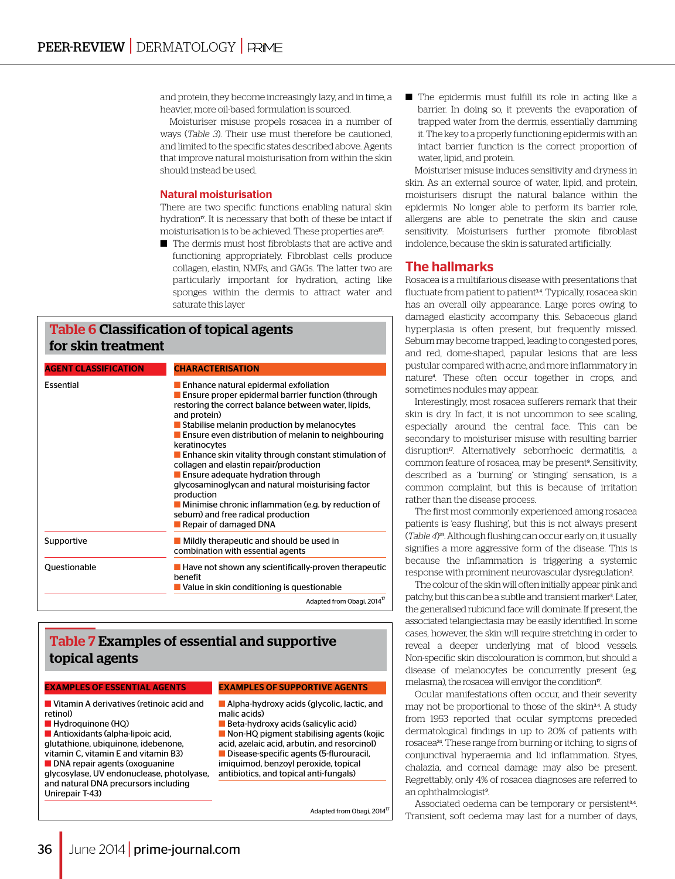and protein, they become increasingly lazy, and in time, a heavier, more oil-based formulation is sourced.

Moisturiser misuse propels rosacea in a number of ways (*Table 3*). Their use must therefore be cautioned, and limited to the specific states described above. Agents that improve natural moisturisation from within the skin should instead be used.

### Natural moisturisation

There are two specific functions enabling natural skin hydration[17]. It is necessary that both of these be intact if moisturisation is to be achieved. These properties are[17]:

- The dermis must host fibroblasts that are active and functioning appropriately. Fibroblast cells produce collagen, elastin, NMFs, and GAGs. The latter two are particularly important for hydration, acting like sponges within the dermis to attract water and saturate this layer
- The epidermis must fulfill its role in acting like a barrier. In doing so, it prevents the evaporation of trapped water from the dermis, essentially damming it. The key to a properly functioning epidermis with an intact barrier function is the correct proportion of water, lipid, and protein.

Moisturiser misuse induces sensitivity and dryness in skin. As an external source of water, lipid, and protein, moisturisers disrupt the natural balance within the epidermis. No longer able to perform its barrier role, allergens are able to penetrate the skin and cause sensitivity. Moisturisers further promote fibroblast indolence, because the skin is saturated artificially.

**Table 6 Classification of topical agents for skin treatment**

| AGENT CLASSIFICATION | CHARACTERISATION |
|---|---|
| Essential | ■ Enhance natural epidermal exfoliation<br>■ Ensure proper epidermal barrier function (through restoring the correct balance between water, lipids, and protein)<br>■ Stabilise melanin production by melanocytes<br>■ Ensure even distribution of melanin to neighbouring keratinocytes<br>■ Enhance skin vitality through constant stimulation of collagen and elastin repair/production<br>■ Ensure adequate hydration through glycosaminoglycan and natural moisturising factor production<br>■ Minimise chronic inflammation (e.g. by reduction of sebum) and free radical production<br>■ Repair of damaged DNA |
| Supportive | ■ Mildly therapeutic and should be used in combination with essential agents |
| Questionable | ■ Have not shown any scientifically-proven therapeutic benefit<br>■ Value in skin conditioning is questionable |

Adapted from Obagi, 2014[17]

**Table 7 Examples of essential and supportive topical agents**

| EXAMPLES OF ESSENTIAL AGENTS | EXAMPLES OF SUPPORTIVE AGENTS |
|---|---|
| ■ Vitamin A derivatives (retinoic acid and retinol)<br>■ Hydroquinone (HQ)<br>■ Antioxidants (alpha-lipoic acid, glutathione, ubiquinone, idebenone, vitamin C, vitamin E and vitamin B3)<br>■ DNA repair agents (oxoguanine glycosylase, UV endonuclease, photolyase, and natural DNA precursors including Unirepair T-43) | ■ Alpha-hydroxy acids (glycolic, lactic, and malic acids)<br>■ Beta-hydroxy acids (salicylic acid)<br>■ Non-HQ pigment stabilising agents (kojic acid, azelaic acid, arbutin, and resorcinol)<br>■ Disease-specific agents (5-flurouracil, imiquimod, benzoyl peroxide, topical antibiotics, and topical anti-fungals) |

Adapted from Obagi, 2014[17]

## The hallmarks

Rosacea is a multifarious disease with presentations that fluctuate from patient to patient[3,4]. Typically, rosacea skin has an overall oily appearance. Large pores owing to damaged elasticity accompany this. Sebaceous gland hyperplasia is often present, but frequently missed. Sebum may become trapped, leading to congested pores, and red, dome-shaped, papular lesions that are less pustular compared with acne, and more inflammatory in nature[4]. These often occur together in crops, and sometimes nodules may appear.

Interestingly, most rosacea sufferers remark that their skin is dry. In fact, it is not uncommon to see scaling, especially around the central face. This can be secondary to moisturiser misuse with resulting barrier disruption[17]. Alternatively seborrhoeic dermatitis, a common feature of rosacea, may be present[9]. Sensitivity, described as a 'burning' or 'stinging' sensation, is a common complaint, but this is because of irritation rather than the disease process.

The first most commonly experienced among rosacea patients is 'easy flushing', but this is not always present (*Table 4*)[23]. Although flushing can occur early on, it usually signifies a more aggressive form of the disease. This is because the inflammation is triggering a systemic response with prominent neurovascular dysregulation[2].

The colour of the skin will often initially appear pink and patchy, but this can be a subtle and transient marker[3]. Later, the generalised rubicund face will dominate. If present, the associated telangiectasia may be easily identified. In some cases, however, the skin will require stretching in order to reveal a deeper underlying mat of blood vessels. Non-specific skin discolouration is common, but should a disease of melanocytes be concurrently present (e.g. melasma), the rosacea will envigor the condition[17].

Ocular manifestations often occur, and their severity may not be proportional to those of the skin[3,4]. A study from 1953 reported that ocular symptoms preceded dermatological findings in up to 20% of patients with rosacea[24]. These range from burning or itching, to signs of conjunctival hyperaemia and lid inflammation. Styes, chalazia, and corneal damage may also be present. Regrettably, only 4% of rosacea diagnoses are referred to an ophthalmologist[9].

Associated oedema can be temporary or persistent[3,4]. Transient, soft oedema may last for a number of days,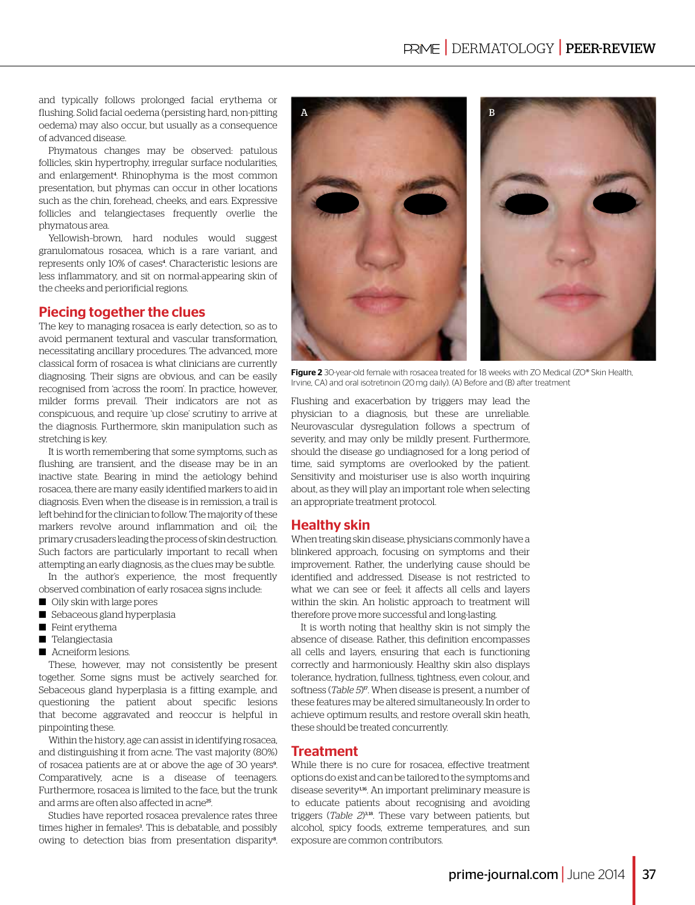and typically follows prolonged facial erythema or flushing. Solid facial oedema (persisting hard, non-pitting oedema) may also occur, but usually as a consequence of advanced disease.

Phymatous changes may be observed: patulous follicles, skin hypertrophy, irregular surface nodularities, and enlargement[4]. Rhinophyma is the most common presentation, but phymas can occur in other locations such as the chin, forehead, cheeks, and ears. Expressive follicles and telangiectases frequently overlie the phymatous area.

Yellowish-brown, hard nodules would suggest granulomatous rosacea, which is a rare variant, and represents only 10% of cases[4]. Characteristic lesions are less inflammatory, and sit on normal-appearing skin of the cheeks and periorificial regions.

## Piecing together the clues

The key to managing rosacea is early detection, so as to avoid permanent textural and vascular transformation, necessitating ancillary procedures. The advanced, more classical form of rosacea is what clinicians are currently diagnosing. Their signs are obvious, and can be easily recognised from 'across the room'. In practice, however, milder forms prevail. Their indicators are not as conspicuous, and require 'up close' scrutiny to arrive at the diagnosis. Furthermore, skin manipulation such as stretching is key.

It is worth remembering that some symptoms, such as flushing, are transient, and the disease may be in an inactive state. Bearing in mind the aetiology behind rosacea, there are many easily identified markers to aid in diagnosis. Even when the disease is in remission, a trail is left behind for the clinician to follow. The majority of these markers revolve around inflammation and oil; the primary crusaders leading the process of skin destruction. Such factors are particularly important to recall when attempting an early diagnosis, as the clues may be subtle.

In the author's experience, the most frequently observed combination of early rosacea signs include:

- Oily skin with large pores
- Sebaceous gland hyperplasia
- Feint erythema
- Telangiectasia
- Acneiform lesions.

These, however, may not consistently be present together. Some signs must be actively searched for. Sebaceous gland hyperplasia is a fitting example, and questioning the patient about specific lesions that become aggravated and reoccur is helpful in pinpointing these.

Within the history, age can assist in identifying rosacea, and distinguishing it from acne. The vast majority (80%) of rosacea patients are at or above the age of 30 years[9]. Comparatively, acne is a disease of teenagers. Furthermore, rosacea is limited to the face, but the trunk and arms are often also affected in acne[25].

Studies have reported rosacea prevalence rates three times higher in females[3]. This is debatable, and possibly owing to detection bias from presentation disparity[8].

**Figure 2** 30-year-old female with rosacea treated for 18 weeks with ZO Medical (ZO® Skin Health, Irvine, CA) and oral isotretinoin (20 mg daily). (A) Before and (B) after treatment

Flushing and exacerbation by triggers may lead the physician to a diagnosis, but these are unreliable. Neurovascular dysregulation follows a spectrum of severity, and may only be mildly present. Furthermore, should the disease go undiagnosed for a long period of time, said symptoms are overlooked by the patient. Sensitivity and moisturiser use is also worth inquiring about, as they will play an important role when selecting an appropriate treatment protocol.

## Healthy skin

When treating skin disease, physicians commonly have a blinkered approach, focusing on symptoms and their improvement. Rather, the underlying cause should be identified and addressed. Disease is not restricted to what we can see or feel; it affects all cells and layers within the skin. An holistic approach to treatment will therefore prove more successful and long-lasting.

It is worth noting that healthy skin is not simply the absence of disease. Rather, this definition encompasses all cells and layers, ensuring that each is functioning correctly and harmoniously. Healthy skin also displays tolerance, hydration, fullness, tightness, even colour, and softness (*Table 5*)[17]. When disease is present, a number of these features may be altered simultaneously. In order to achieve optimum results, and restore overall skin heath, these should be treated concurrently.

## Treatment

While there is no cure for rosacea, effective treatment options do exist and can be tailored to the symptoms and disease severity[1,16]. An important preliminary measure is to educate patients about recognising and avoiding triggers (*Table 2*)[3,18]. These vary between patients, but alcohol, spicy foods, extreme temperatures, and sun exposure are common contributors.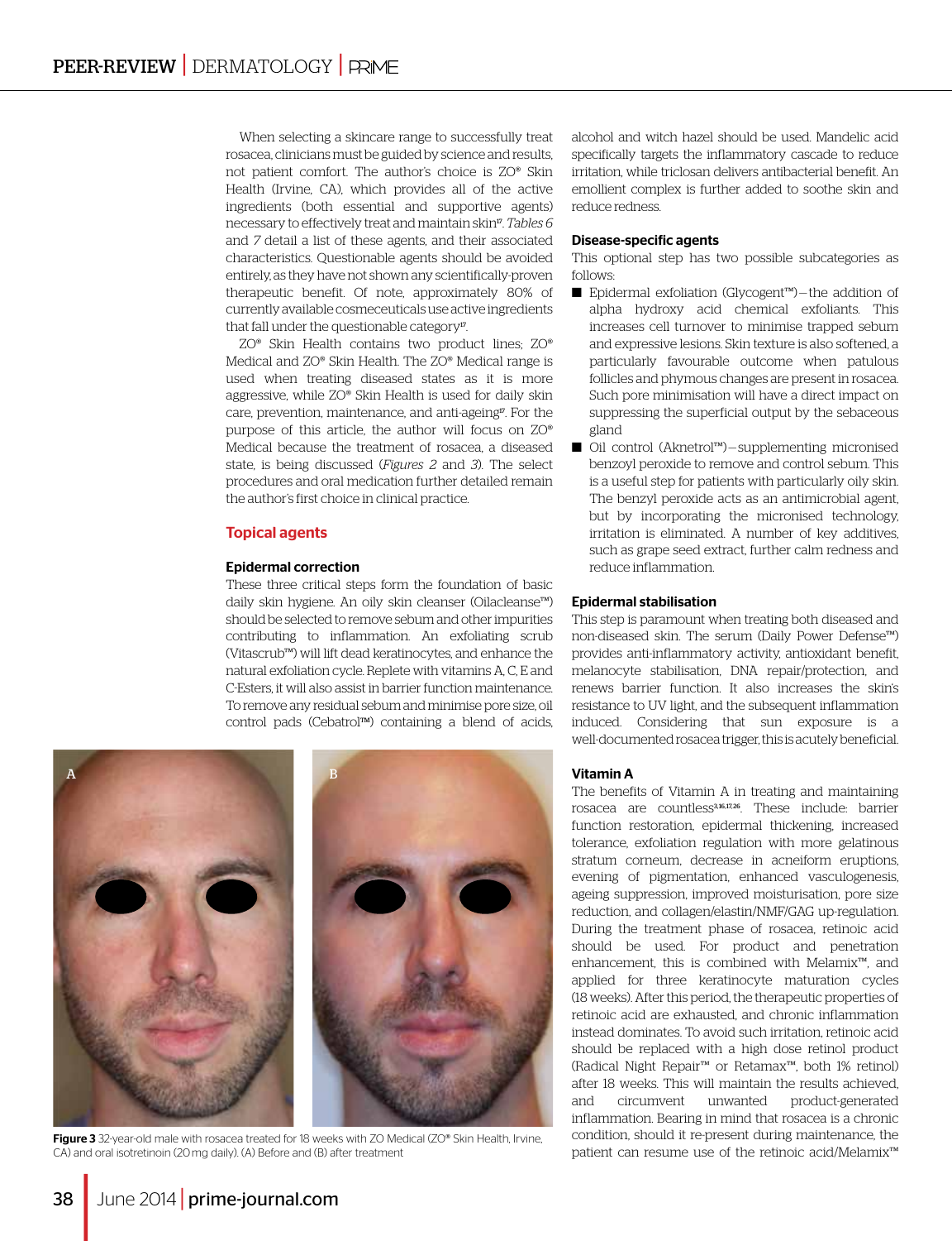When selecting a skincare range to successfully treat rosacea, clinicians must be guided by science and results, not patient comfort. The author's choice is ZO® Skin Health (Irvine, CA), which provides all of the active ingredients (both essential and supportive agents) necessary to effectively treat and maintain skin[17]. *Tables 6* and *7* detail a list of these agents, and their associated characteristics. Questionable agents should be avoided entirely, as they have not shown any scientifically-proven therapeutic benefit. Of note, approximately 80% of currently available cosmeceuticals use active ingredients that fall under the questionable category[17].

ZO® Skin Health contains two product lines; ZO® Medical and ZO® Skin Health. The ZO® Medical range is used when treating diseased states as it is more aggressive, while ZO® Skin Health is used for daily skin care, prevention, maintenance, and anti-ageing[17]. For the purpose of this article, the author will focus on ZO® Medical because the treatment of rosacea, a diseased state, is being discussed (*Figures 2* and *3*). The select procedures and oral medication further detailed remain the author's first choice in clinical practice.

## Topical agents

### Epidermal correction

These three critical steps form the foundation of basic daily skin hygiene. An oily skin cleanser (Oilacleanse™) should be selected to remove sebum and other impurities contributing to inflammation. An exfoliating scrub (Vitascrub™) will lift dead keratinocytes, and enhance the natural exfoliation cycle. Replete with vitamins A, C, E and C-Esters, it will also assist in barrier function maintenance. To remove any residual sebum and minimise pore size, oil control pads (Cebatrol™) containing a blend of acids, alcohol and witch hazel should be used. Mandelic acid specifically targets the inflammatory cascade to reduce irritation, while triclosan delivers antibacterial benefit. An emollient complex is further added to soothe skin and reduce redness.

**Figure 3** 32-year-old male with rosacea treated for 18 weeks with ZO Medical (ZO® Skin Health, Irvine, CA) and oral isotretinoin (20 mg daily). (A) Before and (B) after treatment

### Disease-specific agents

This optional step has two possible subcategories as follows:

- Epidermal exfoliation (Glycogent™)—the addition of alpha hydroxy acid chemical exfoliants. This increases cell turnover to minimise trapped sebum and expressive lesions. Skin texture is also softened, a particularly favourable outcome when patulous follicles and phymous changes are present in rosacea. Such pore minimisation will have a direct impact on suppressing the superficial output by the sebaceous gland
- Oil control (Aknetrol™)—supplementing micronised benzoyl peroxide to remove and control sebum. This is a useful step for patients with particularly oily skin. The benzyl peroxide acts as an antimicrobial agent, but by incorporating the micronised technology, irritation is eliminated. A number of key additives, such as grape seed extract, further calm redness and reduce inflammation.

### Epidermal stabilisation

This step is paramount when treating both diseased and non-diseased skin. The serum (Daily Power Defense™) provides anti-inflammatory activity, antioxidant benefit, melanocyte stabilisation, DNA repair/protection, and renews barrier function. It also increases the skin's resistance to UV light, and the subsequent inflammation induced. Considering that sun exposure is a well-documented rosacea trigger, this is acutely beneficial.

### Vitamin A

The benefits of Vitamin A in treating and maintaining rosacea are countless[3,16,17,26]. These include: barrier function restoration, epidermal thickening, increased tolerance, exfoliation regulation with more gelatinous stratum corneum, decrease in acneiform eruptions, evening of pigmentation, enhanced vasculogenesis, ageing suppression, improved moisturisation, pore size reduction, and collagen/elastin/NMF/GAG up-regulation. During the treatment phase of rosacea, retinoic acid should be used. For product and penetration enhancement, this is combined with Melamix™, and applied for three keratinocyte maturation cycles (18 weeks). After this period, the therapeutic properties of retinoic acid are exhausted, and chronic inflammation instead dominates. To avoid such irritation, retinoic acid should be replaced with a high dose retinol product (Radical Night Repair™ or Retamax™, both 1% retinol) after 18 weeks. This will maintain the results achieved, and circumvent unwanted product-generated inflammation. Bearing in mind that rosacea is a chronic condition, should it re-present during maintenance, the patient can resume use of the retinoic acid/Melamix™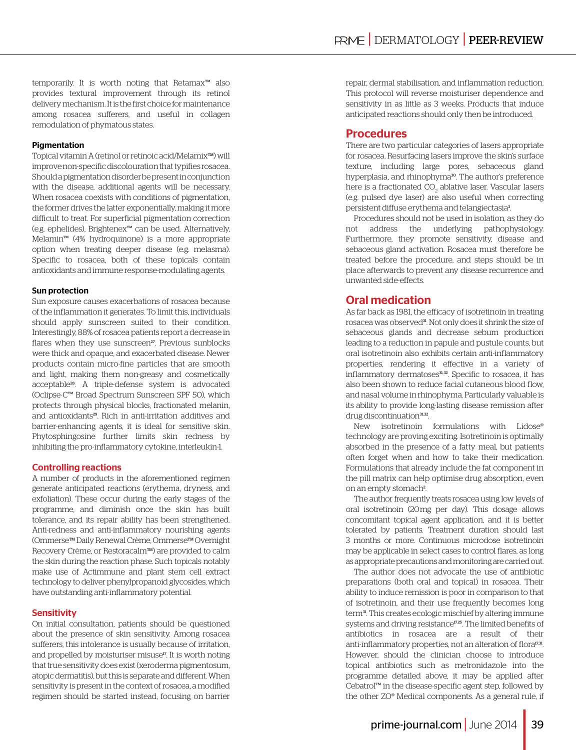temporarily. It is worth noting that Retamax™ also provides textural improvement through its retinol delivery mechanism. It is the first choice for maintenance among rosacea sufferers, and useful in collagen remodulation of phymatous states.

**Pigmentation**

Topical vitamin A (retinol or retinoic acid/Melamix™) will improve non-specific discolouration that typifies rosacea. Should a pigmentation disorder be present in conjunction with the disease, additional agents will be necessary. When rosacea coexists with conditions of pigmentation, the former drives the latter exponentially, making it more difficult to treat. For superficial pigmentation correction (e.g. ephelides), Brightenex™ can be used. Alternatively, Melamin™ (4% hydroquinone) is a more appropriate option when treating deeper disease (e.g. melasma). Specific to rosacea, both of these topicals contain antioxidants and immune response-modulating agents.

**Sun protection**

Sun exposure causes exacerbations of rosacea because of the inflammation it generates. To limit this, individuals should apply sunscreen suited to their condition. Interestingly, 88% of rosacea patients report a decrease in flares when they use sunscreen[27]. Previous sunblocks were thick and opaque, and exacerbated disease. Newer products contain micro-fine particles that are smooth and light, making them non-greasy and cosmetically acceptable[28]. A triple-defense system is advocated (Oclipse-C™ Broad Spectrum Sunscreen SPF 50), which protects through physical blocks, fractionated melanin, and antioxidants[29]. Rich in anti-irritation additives and barrier-enhancing agents, it is ideal for sensitive skin. Phytosphingosine further limits skin redness by inhibiting the pro-inflammatory cytokine, interleukin-1.

## Controlling reactions

A number of products in the aforementioned regimen generate anticipated reactions (erythema, dryness, and exfoliation). These occur during the early stages of the programme, and diminish once the skin has built tolerance, and its repair ability has been strengthened. Anti-redness and anti-inflammatory nourishing agents (Ommerse™ Daily Renewal Crème, Ommerse™ Overnight Recovery Crème, or Restoracalm™) are provided to calm the skin during the reaction phase. Such topicals notably make use of Actimmune and plant stem cell extract technology to deliver phenylpropanoid glycosides, which have outstanding anti-inflammatory potential.

## Sensitivity

On initial consultation, patients should be questioned about the presence of skin sensitivity. Among rosacea sufferers, this intolerance is usually because of irritation, and propelled by moisturiser misuse[17]. It is worth noting that true sensitivity does exist (xeroderma pigmentosum, atopic dermatitis), but this is separate and different. When sensitivity is present in the context of rosacea, a modified regimen should be started instead, focusing on barrier repair, dermal stabilisation, and inflammation reduction. This protocol will reverse moisturiser dependence and sensitivity in as little as 3 weeks. Products that induce anticipated reactions should only then be introduced.

## Procedures

There are two particular categories of lasers appropriate for rosacea. Resurfacing lasers improve the skin's surface texture, including large pores, sebaceous gland hyperplasia, and rhinophyma[30]. The author's preference here is a fractionated $CO_2$ ablative laser. Vascular lasers (e.g. pulsed dye laser) are also useful when correcting persistent diffuse erythema and telangiectasia[3].

Procedures should not be used in isolation, as they do not address the underlying pathophysiology. Furthermore, they promote sensitivity, disease and sebaceous gland activation. Rosacea must therefore be treated before the procedure, and steps should be in place afterwards to prevent any disease recurrence and unwanted side-effects.

## Oral medication

As far back as 1981, the efficacy of isotretinoin in treating rosacea was observed[31]. Not only does it shrink the size of sebaceous glands and decrease sebum production leading to a reduction in papule and pustule counts, but oral isotretinoin also exhibits certain anti-inflammatory properties, rendering it effective in a variety of inflammatory dermatoses[31,32]. Specific to rosacea, it has also been shown to reduce facial cutaneous blood flow, and nasal volume in rhinophyma. Particularly valuable is its ability to provide long-lasting disease remission after drug discontinuation[31,32].

New isotretinoin formulations with Lidose® technology are proving exciting. Isotretinoin is optimally absorbed in the presence of a fatty meal, but patients often forget when and how to take their medication. Formulations that already include the fat component in the pill matrix can help optimise drug absorption, even on an empty stomach[2].

The author frequently treats rosacea using low levels of oral isotretinoin (20 mg per day). This dosage allows concomitant topical agent application, and it is better tolerated by patients. Treatment duration should last 3 months or more. Continuous microdose isotretinoin may be applicable in select cases to control flares, as long as appropriate precautions and monitoring are carried out.

The author does not advocate the use of antibiotic preparations (both oral and topical) in rosacea. Their ability to induce remission is poor in comparison to that of isotretinoin, and their use frequently becomes long term[31]. This creates ecologic mischief by altering immune systems and driving resistance[17,25]. The limited benefits of antibiotics in rosacea are a result of their anti-inflammatory properties, not an alteration of flora[17,31]. However, should the clinician choose to introduce topical antibiotics such as metronidazole into the programme detailed above, it may be applied after Cebatrol™ in the disease-specific agent step, followed by the other ZO® Medical components. As a general rule, if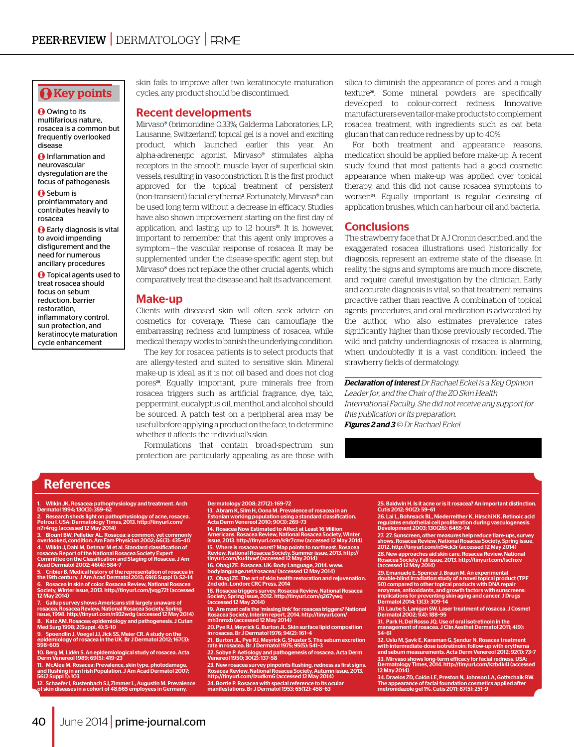## Key points

- Owing to its multifarious nature, rosacea is a common but frequently overlooked disease
- Inflammation and neurovascular dysregulation are the focus of pathogenesis
- Sebum is proinflammatory and contributes heavily to rosacea
- Early diagnosis is vital to avoid impending disfigurement and the need for numerous ancillary procedures
- Topical agents used to treat rosacea should focus on sebum reduction, barrier restoration, inflammatory control, sun protection, and keratinocyte maturation cycle enhancement

skin fails to improve after two keratinocyte maturation cycles, any product should be discontinued.

## Recent developments

Mirvaso® (brimonidine 0.33%; Galderma Laboratories, L.P., Lausanne, Switzerland) topical gel is a novel and exciting product, which launched earlier this year. An alpha-adrenergic agonist, Mirvaso® stimulates alpha receptors in the smooth muscle layer of superficial skin vessels, resulting in vasoconstriction. It is the first product approved for the topical treatment of persistent (non-transient) facial erythema[2]. Fortunately, Mirvaso® can be used long term without a decrease in efficacy. Studies have also shown improvement starting on the first day of application, and lasting up to 12 hours[33]. It is, however, important to remember that this agent only improves a symptom—the vascular response of rosacea. It may be supplemented under the disease-specific agent step, but Mirvaso® does not replace the other crucial agents, which comparatively treat the disease and halt its advancement.

## Make-up

Clients with diseased skin will often seek advice on cosmetics for coverage. These can camouflage the embarrassing redness and lumpiness of rosacea, while medical therapy works to banish the underlying condition.

The key for rosacea patients is to select products that are allergy-tested and suited to sensitive skin. Mineral make-up is ideal, as it is not oil based and does not clog pores[28]. Equally important, pure minerals free from rosacea triggers such as artificial fragrance, dye, talc, peppermint, eucalyptus oil, menthol, and alcohol should be sourced. A patch test on a peripheral area may be useful before applying a product on the face, to determine whether it affects the individual's skin.

Formulations that contain broad-spectrum sun protection are particularly appealing, as are those with silica to diminish the appearance of pores and a rough texture[28]. Some mineral powders are specifically developed to colour-correct redness. Innovative manufacturers even tailor-make products to complement rosacea treatment, with ingredients such as oat beta glucan that can reduce redness by up to 40%.

For both treatment and appearance reasons, medication should be applied before make-up. A recent study found that most patients had a good cosmetic appearance when make-up was applied over topical therapy, and this did not cause rosacea symptoms to worsen[34]. Equally important is regular cleansing of application brushes, which can harbour oil and bacteria.

## Conclusions

The strawberry face that Dr AJ Cronin described, and the exaggerated rosacea illustrations used historically for diagnosis, represent an extreme state of the disease. In reality, the signs and symptoms are much more discrete, and require careful investigation by the clinician. Early and accurate diagnosis is vital, so that treatment remains proactive rather than reactive. A combination of topical agents, procedures, and oral medication is advocated by the author, who also estimates prevalence rates significantly higher than those previously recorded. The wild and patchy underdiagnosis of rosacea is alarming, when undoubtedly it is a vast condition; indeed, the strawberry fields of dermatology.

***Declaration of interest*** *Dr Rachael Eckel is a Key Opinion Leader for, and the Chair of the ZO Skin Health International Faculty. She did not receive any support for this publication or its preparation.*

***Figures 2 and 3*** *© Dr Rachael Eckel*

## References

1. Wilkin JK. Rosacea: pathophysiology and treatment. Arch Dermatol 1994; 130(3): 359–62
2. Research sheds light on pathophysiology of acne, rosacea. Petrou I. USA: Dermatology Times, 2013. http://tinyurl.com/n7r4rqg (accessed 12 May 2014)
3. Blount BW, Pelletier AL. Rosacea: a common, yet commonly overlooked, condition. Am Fam Physician 2002; 66(3): 435–40
4. Wilkin J, Dahl M, Detmar M et al. Standard classification of rosacea: Report of the National Rosacea Society Expert Committee on the Classification and Staging of Rosacea. J Am Acad Dermatol 2002; 46(4): 584–7
5. Cribier B. Medical history of the representation of rosacea in the 19th century. J Am Acad Dermatol 2013; 69(6 Suppl 1): S2–14
6. Rosacea in skin of color. Rosacea Review, National Rosacea Society, Winter issue, 2013. http://tinyurl.com/jvqg72t (accessed 12 May 2014)
7. Gallup survey shows Americans still largely unaware of rosacea. Rosacea Review, National Rosacea Society, Spring issue, 1998. http://tinyurl.com/n932wdg (accessed 12 May 2014)
8. Katz AM. Rosacea: epidemiology and pathogenesis. J Cutan Med Surg 1998; 2(Suppl. 4): 5–10
9. Spoendlin J, Voegel JJ, Jick SS, Meier CR. A study on the epidemiology of rosacea in the UK. Br J Dermatol 2012; 167(3): 598–605
10. Berg M, Lidén S. An epidemiological study of rosacea. Acta Derm Venereol 1989; 69(5): 419–23
11. McAleer M. Rosacea: Prevalence, skin type, photodamage, and flushing in an Irish Population. J Am Acad Dermatol 2007; 56(2 Suppl 1): 103
12. Schaefer I, Rustenbach SJ, Zimmer L, Augustin M. Prevalence of skin diseases in a cohort of 48,665 employees in Germany. Dermatology 2008; 217(2): 169–72
13. Abram K, Silm H, Oona M. Prevalence of rosacea in an Estonian working population using a standard classification. Acta Derm Venereol 2010; 90(3): 269–73
14. Rosacea Now Estimated to Affect at Least 16 Million Americans. Rosacea Review, National Rosacea Society, Winter issue, 2013. http://tinyurl.com/k9r7cnw (accessed 12 May 2014)
15. Where is rosacea worst? Map points to northeast. Rosacea Review, National Rosacea Society, Summer issue, 2013. http://tinyurl.com/ku4txwf (accessed 12 May 2014)
16. Obagi ZE. Rosacea. UK: Body Language, 2014. www.bodylanguage.net/rosacea/ (accessed 12 May 2014)
17. Obagi ZE. The art of skin health restoration and rejuvenation. 2nd edn. London: CRC Press, 2014
18. Rosacea triggers survey. Rosacea Review, National Rosacea Society, Spring issue, 2012. http://tinyurl.com/q267ywq (accessed 12 May 2014)
19. Are mast cells the 'missing link' for rosacea triggers? National Rosacea Society, Interim report, 2014. http://tinyurl.com/mh3nmxb (accessed 12 May 2014)
20. Pye RJ, Meyrick G, Burton JL. Skin surface lipid composition in rosacea. Br J Dermatol 1976; 94(2): 161–4
21. Burton JL, Pye RJ, Meyrick G, Shuster S. The sebum excretion rate in rosacea. Br J Dermatol 1975; 95(5): 541–3
22. Sobye P. Aetiology and pathogenesis of rosacea. Acta Derm Venereol 1950; 30(2): 137–58
23. New rosacea survey pinpoints flushing, redness as first signs. Rosacea Review, National Rosacea Society, Autumn issue, 2013. http://tinyurl.com/lzudkm6 (accessed 12 May 2014)
24. Borrie P. Rosacea with special reference to its ocular manifestations. Br J Dermatol 1953; 65(12): 458–63
25. Baldwin H. Is it acne or is it rosacea? An important distinction. Cutis 2012; 90(2): 59–61
26. Lai L, Bohnsack BL, Niederreither K, Hirschi KK. Retinoic acid regulates endothelial cell proliferation during vasculogenesis. Development 2003; 130(26): 6465–74
27. 27. Sunscreen, other measures help reduce flare-ups, survey shows. Rosacea Review, National Rosacea Society, Spring issue, 2012. http://tinyurl.com/n94ck3r (accessed 12 May 2014)
28. New approaches aid skin care. Rosacea Review, National Rosacea Society, Fall issue, 2013. http://tinyurl.com/lscfnxv (accessed 12 May 2014)
29. Emanuele E, Spencer J, Braun M. An experimental double-blind irradiation study of a novel topical product (TPF 50) compared to other topical products with DNA repair enzymes, antioxidants, and growth factors with sunscreens: implications for preventing skin aging and cancer. J Drugs Dermatol 2014; 13(3): 309–14
30. Laube S, Lanigan SW. Laser treatment of rosacea. J Cosmet Dermatol 2002; 1(4): 188–95
31. Park H, Del Rosso JQ. Use of oral isotretinoin in the management of rosacea. J Clin Aesthet Dermatol 2011; 4(9): 54–61
32. Uslu M, Şavk E, Karaman G, Şendur N. Rosacea treatment with intermediate-dose isotretinoin: follow-up with erythema and sebum measurements. Acta Derm Venereol 2012; 92(1): 73–7
33. Mirvaso shows long-term efficacy for facial redness. USA: Dermatology Times, 2014. http://tinyurl.com/kzb4k4l (accessed 12 May 2014)
34. Draelos ZD, Colón LE, Preston N, Johnson LA, Gottschalk RW. The appearance of facial foundation cosmetics applied after metronidazole gel 1%. Cutis 2011; 87(5): 251–9